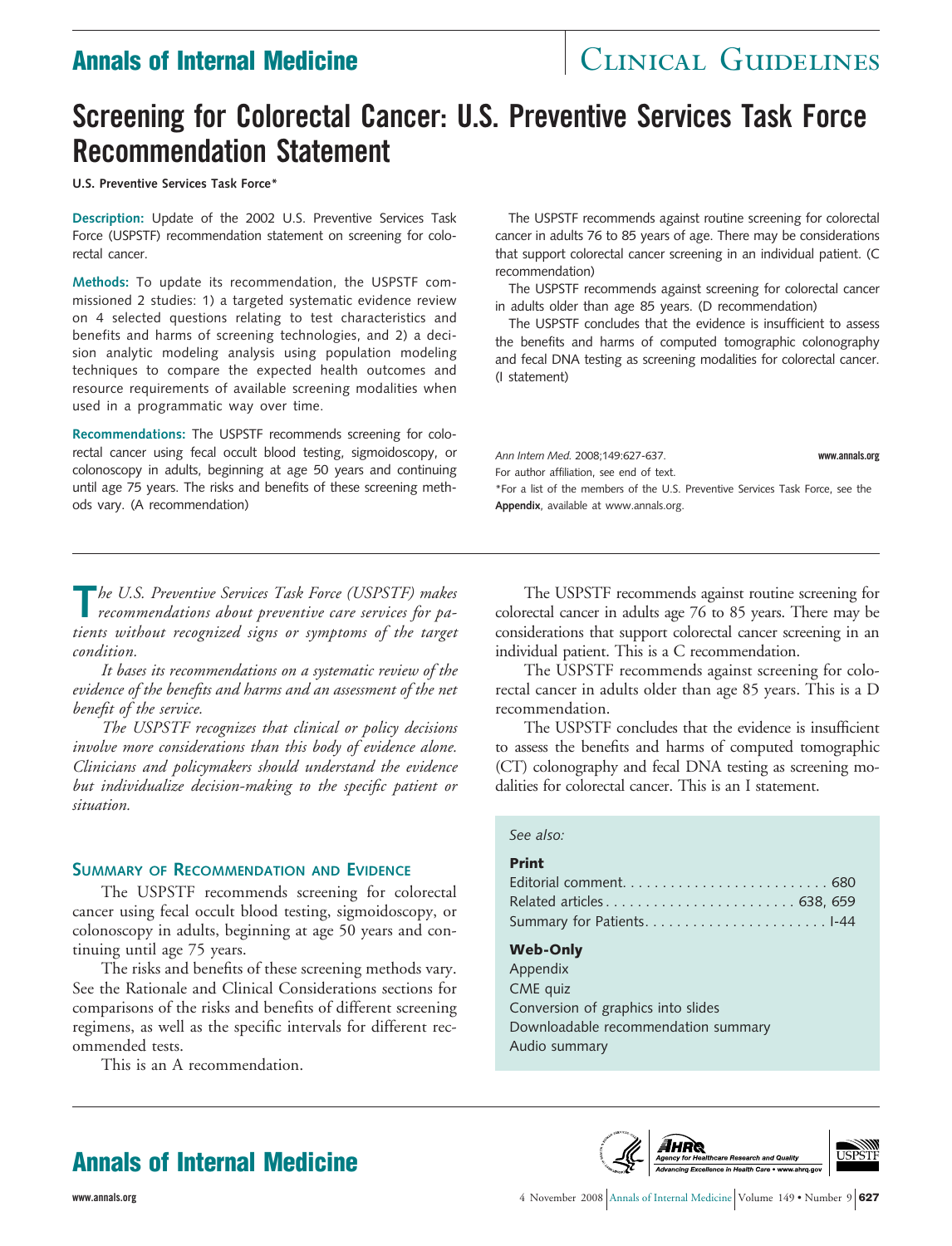# Screening for Colorectal Cancer: U.S. Preventive Services Task Force Recommendation Statement

**U.S. Preventive Services Task Force***

**Description:** Update of the 2002 U.S. Preventive Services Task Force (USPSTF) recommendation statement on screening for colorectal cancer.

**Methods:** To update its recommendation, the USPSTF commissioned 2 studies: 1) a targeted systematic evidence review on 4 selected questions relating to test characteristics and benefits and harms of screening technologies, and 2) a decision analytic modeling analysis using population modeling techniques to compare the expected health outcomes and resource requirements of available screening modalities when used in a programmatic way over time.

**Recommendations:** The USPSTF recommends screening for colorectal cancer using fecal occult blood testing, sigmoidoscopy, or colonoscopy in adults, beginning at age 50 years and continuing until age 75 years. The risks and benefits of these screening methods vary. (A recommendation)

The USPSTF recommends against routine screening for colorectal cancer in adults 76 to 85 years of age. There may be considerations that support colorectal cancer screening in an individual patient. (C recommendation)

The USPSTF recommends against screening for colorectal cancer in adults older than age 85 years. (D recommendation)

The USPSTF concludes that the evidence is insufficient to assess the benefits and harms of computed tomographic colonography and fecal DNA testing as screening modalities for colorectal cancer. (I statement)

*Ann Intern Med.* 2008;149:627-637. **www.annals.org**

For author affiliation, see end of text.

*For a list of the members of the U.S. Preventive Services Task Force, see the **Appendix**, available at www.annals.org.

*The U.S. Preventive Services Task Force (USPSTF) makes recommendations about preventive care services for patients without recognized signs or symptoms of the target condition.*

*It bases its recommendations on a systematic review of the evidence of the benefits and harms and an assessment of the net benefit of the service.*

*The USPSTF recognizes that clinical or policy decisions involve more considerations than this body of evidence alone. Clinicians and policymakers should understand the evidence but individualize decision-making to the specific patient or situation.*

## Summary of Recommendation and Evidence

The USPSTF recommends screening for colorectal cancer using fecal occult blood testing, sigmoidoscopy, or colonoscopy in adults, beginning at age 50 years and continuing until age 75 years.

The risks and benefits of these screening methods vary. See the Rationale and Clinical Considerations sections for comparisons of the risks and benefits of different screening regimens, as well as the specific intervals for different recommended tests.

This is an A recommendation.

The USPSTF recommends against routine screening for colorectal cancer in adults age 76 to 85 years. There may be considerations that support colorectal cancer screening in an individual patient. This is a C recommendation.

The USPSTF recommends against screening for colorectal cancer in adults older than age 85 years. This is a D recommendation.

The USPSTF concludes that the evidence is insufficient to assess the benefits and harms of computed tomographic (CT) colonography and fecal DNA testing as screening modalities for colorectal cancer. This is an I statement.

*See also:*

**Print**

Editorial comment. . . . . . . . . . . . . . . . . . . . . . . . . . 680
Related articles. . . . . . . . . . . . . . . . . . . . . . . . . 638, 659
Summary for Patients. . . . . . . . . . . . . . . . . . . . . . . I-44

**Web-Only**

Appendix
CME quiz
Conversion of graphics into slides
Downloadable recommendation summary
Audio summary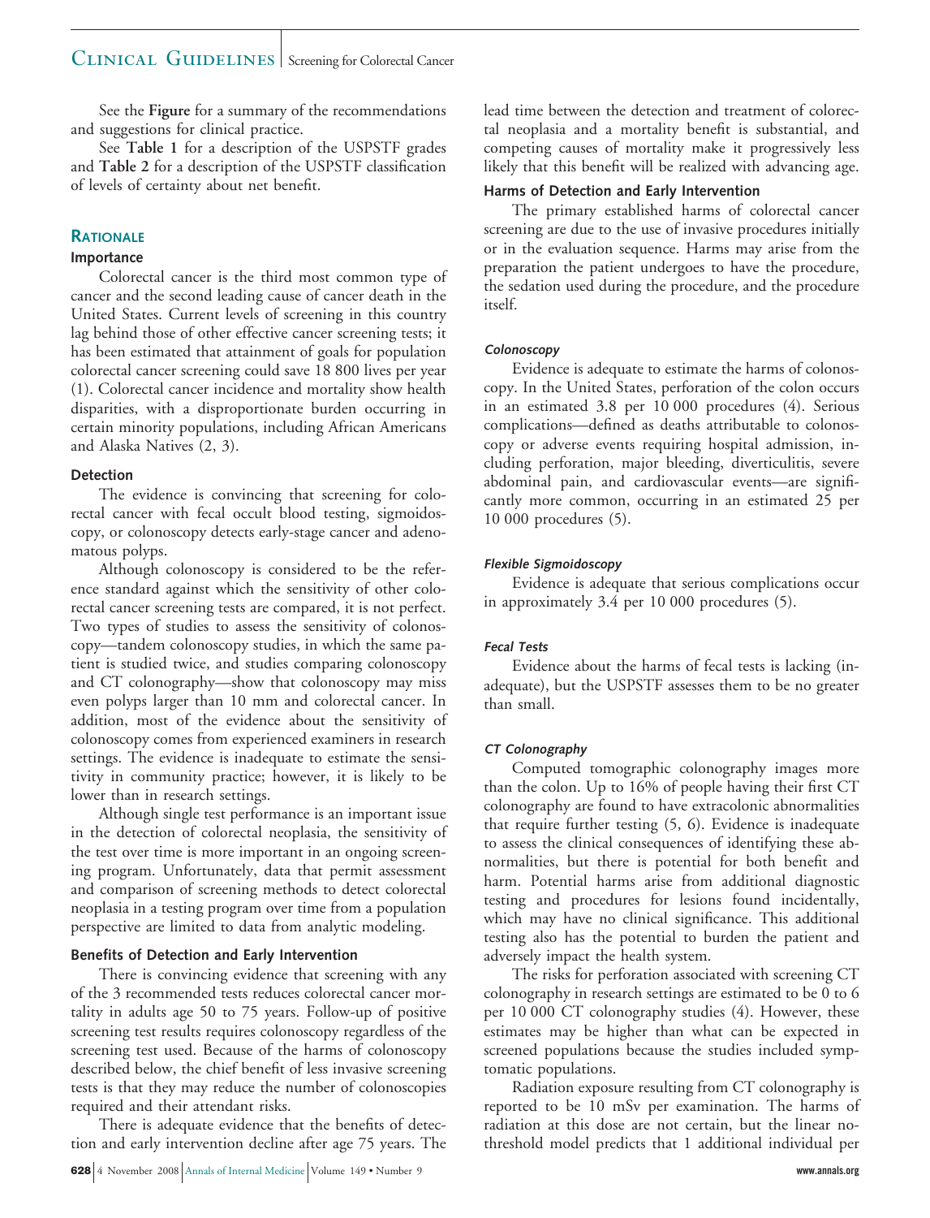See the **Figure** for a summary of the recommendations and suggestions for clinical practice.

See **Table 1** for a description of the USPSTF grades and **Table 2** for a description of the USPSTF classification of levels of certainty about net benefit.

## RATIONALE

### Importance

Colorectal cancer is the third most common type of cancer and the second leading cause of cancer death in the United States. Current levels of screening in this country lag behind those of other effective cancer screening tests; it has been estimated that attainment of goals for population colorectal cancer screening could save 18 800 lives per year (1). Colorectal cancer incidence and mortality show health disparities, with a disproportionate burden occurring in certain minority populations, including African Americans and Alaska Natives (2, 3).

### Detection

The evidence is convincing that screening for colorectal cancer with fecal occult blood testing, sigmoidoscopy, or colonoscopy detects early-stage cancer and adenomatous polyps.

Although colonoscopy is considered to be the reference standard against which the sensitivity of other colorectal cancer screening tests are compared, it is not perfect. Two types of studies to assess the sensitivity of colonoscopy—tandem colonoscopy studies, in which the same patient is studied twice, and studies comparing colonoscopy and CT colonography—show that colonoscopy may miss even polyps larger than 10 mm and colorectal cancer. In addition, most of the evidence about the sensitivity of colonoscopy comes from experienced examiners in research settings. The evidence is inadequate to estimate the sensitivity in community practice; however, it is likely to be lower than in research settings.

Although single test performance is an important issue in the detection of colorectal neoplasia, the sensitivity of the test over time is more important in an ongoing screening program. Unfortunately, data that permit assessment and comparison of screening methods to detect colorectal neoplasia in a testing program over time from a population perspective are limited to data from analytic modeling.

### Benefits of Detection and Early Intervention

There is convincing evidence that screening with any of the 3 recommended tests reduces colorectal cancer mortality in adults age 50 to 75 years. Follow-up of positive screening test results requires colonoscopy regardless of the screening test used. Because of the harms of colonoscopy described below, the chief benefit of less invasive screening tests is that they may reduce the number of colonoscopies required and their attendant risks.

There is adequate evidence that the benefits of detection and early intervention decline after age 75 years. The lead time between the detection and treatment of colorectal neoplasia and a mortality benefit is substantial, and competing causes of mortality make it progressively less likely that this benefit will be realized with advancing age.

### Harms of Detection and Early Intervention

The primary established harms of colorectal cancer screening are due to the use of invasive procedures initially or in the evaluation sequence. Harms may arise from the preparation the patient undergoes to have the procedure, the sedation used during the procedure, and the procedure itself.

#### *Colonoscopy*

Evidence is adequate to estimate the harms of colonoscopy. In the United States, perforation of the colon occurs in an estimated 3.8 per 10 000 procedures (4). Serious complications—defined as deaths attributable to colonoscopy or adverse events requiring hospital admission, including perforation, major bleeding, diverticulitis, severe abdominal pain, and cardiovascular events—are significantly more common, occurring in an estimated 25 per 10 000 procedures (5).

#### *Flexible Sigmoidoscopy*

Evidence is adequate that serious complications occur in approximately 3.4 per 10 000 procedures (5).

#### *Fecal Tests*

Evidence about the harms of fecal tests is lacking (inadequate), but the USPSTF assesses them to be no greater than small.

#### *CT Colonography*

Computed tomographic colonography images more than the colon. Up to 16% of people having their first CT colonography are found to have extracolonic abnormalities that require further testing (5, 6). Evidence is inadequate to assess the clinical consequences of identifying these abnormalities, but there is potential for both benefit and harm. Potential harms arise from additional diagnostic testing and procedures for lesions found incidentally, which may have no clinical significance. This additional testing also has the potential to burden the patient and adversely impact the health system.

The risks for perforation associated with screening CT colonography in research settings are estimated to be 0 to 6 per 10 000 CT colonography studies (4). However, these estimates may be higher than what can be expected in screened populations because the studies included symptomatic populations.

Radiation exposure resulting from CT colonography is reported to be 10 mSv per examination. The harms of radiation at this dose are not certain, but the linear no-threshold model predicts that 1 additional individual per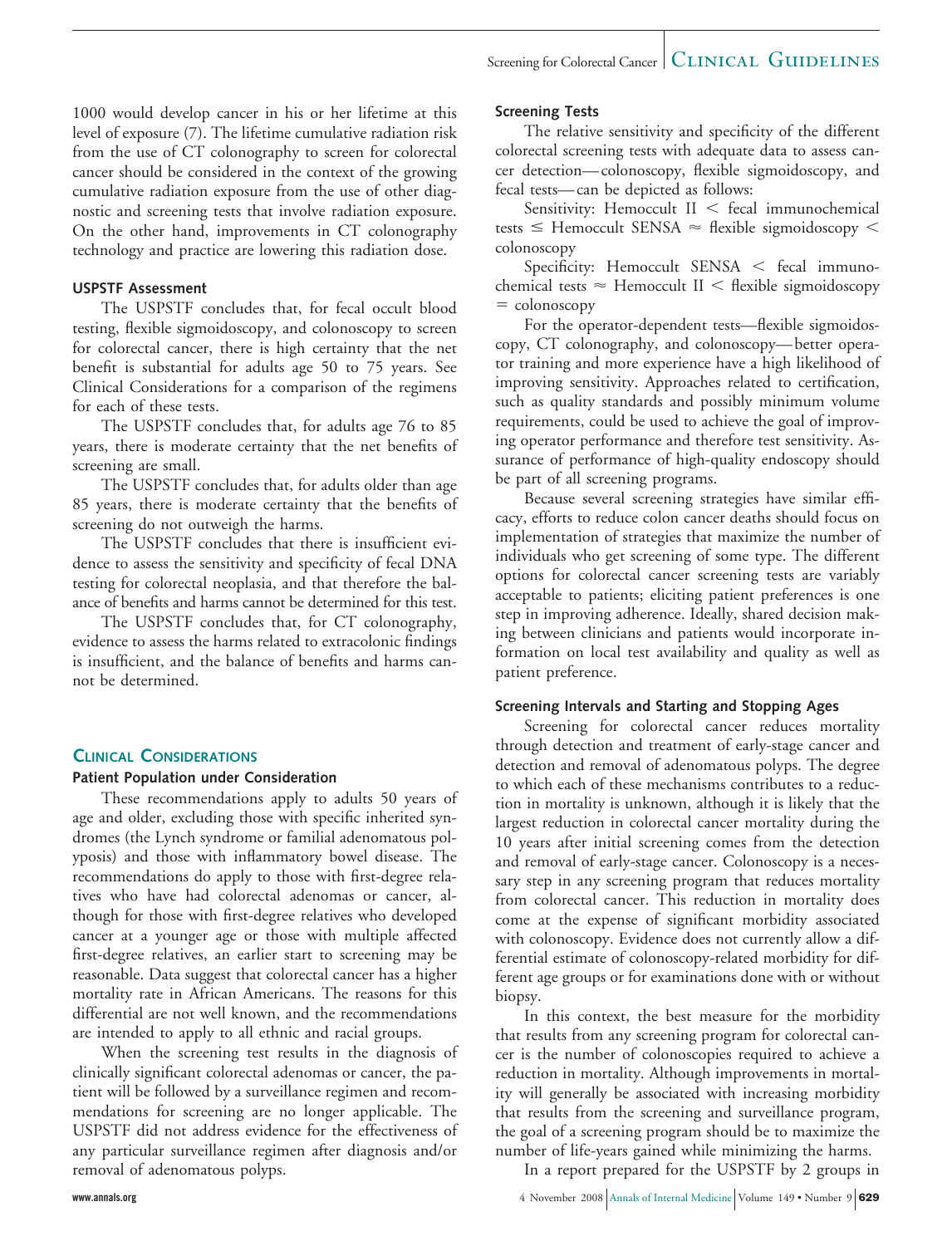1000 would develop cancer in his or her lifetime at this level of exposure (7). The lifetime cumulative radiation risk from the use of CT colonography to screen for colorectal cancer should be considered in the context of the growing cumulative radiation exposure from the use of other diagnostic and screening tests that involve radiation exposure. On the other hand, improvements in CT colonography technology and practice are lowering this radiation dose.

### USPSTF Assessment

The USPSTF concludes that, for fecal occult blood testing, flexible sigmoidoscopy, and colonoscopy to screen for colorectal cancer, there is high certainty that the net benefit is substantial for adults age 50 to 75 years. See Clinical Considerations for a comparison of the regimens for each of these tests.

The USPSTF concludes that, for adults age 76 to 85 years, there is moderate certainty that the net benefits of screening are small.

The USPSTF concludes that, for adults older than age 85 years, there is moderate certainty that the benefits of screening do not outweigh the harms.

The USPSTF concludes that there is insufficient evidence to assess the sensitivity and specificity of fecal DNA testing for colorectal neoplasia, and that therefore the balance of benefits and harms cannot be determined for this test.

The USPSTF concludes that, for CT colonography, evidence to assess the harms related to extracolonic findings is insufficient, and the balance of benefits and harms cannot be determined.

## Clinical Considerations

### Patient Population under Consideration

These recommendations apply to adults 50 years of age and older, excluding those with specific inherited syndromes (the Lynch syndrome or familial adenomatous polyposis) and those with inflammatory bowel disease. The recommendations do apply to those with first-degree relatives who have had colorectal adenomas or cancer, although for those with first-degree relatives who developed cancer at a younger age or those with multiple affected first-degree relatives, an earlier start to screening may be reasonable. Data suggest that colorectal cancer has a higher mortality rate in African Americans. The reasons for this differential are not well known, and the recommendations are intended to apply to all ethnic and racial groups.

When the screening test results in the diagnosis of clinically significant colorectal adenomas or cancer, the patient will be followed by a surveillance regimen and recommendations for screening are no longer applicable. The USPSTF did not address evidence for the effectiveness of any particular surveillance regimen after diagnosis and/or removal of adenomatous polyps.

### Screening Tests

The relative sensitivity and specificity of the different colorectal screening tests with adequate data to assess cancer detection—colonoscopy, flexible sigmoidoscopy, and fecal tests—can be depicted as follows:

Sensitivity: Hemoccult II $<$ fecal immunochemical tests $\leq$ Hemoccult SENSA $\approx$ flexible sigmoidoscopy $<$ colonoscopy

Specificity: Hemoccult SENSA $<$ fecal immunochemical tests $\approx$ Hemoccult II $<$ flexible sigmoidoscopy $=$ colonoscopy

For the operator-dependent tests—flexible sigmoidoscopy, CT colonography, and colonoscopy—better operator training and more experience have a high likelihood of improving sensitivity. Approaches related to certification, such as quality standards and possibly minimum volume requirements, could be used to achieve the goal of improving operator performance and therefore test sensitivity. Assurance of performance of high-quality endoscopy should be part of all screening programs.

Because several screening strategies have similar efficacy, efforts to reduce colon cancer deaths should focus on implementation of strategies that maximize the number of individuals who get screening of some type. The different options for colorectal cancer screening tests are variably acceptable to patients; eliciting patient preferences is one step in improving adherence. Ideally, shared decision making between clinicians and patients would incorporate information on local test availability and quality as well as patient preference.

### Screening Intervals and Starting and Stopping Ages

Screening for colorectal cancer reduces mortality through detection and treatment of early-stage cancer and detection and removal of adenomatous polyps. The degree to which each of these mechanisms contributes to a reduction in mortality is unknown, although it is likely that the largest reduction in colorectal cancer mortality during the 10 years after initial screening comes from the detection and removal of early-stage cancer. Colonoscopy is a necessary step in any screening program that reduces mortality from colorectal cancer. This reduction in mortality does come at the expense of significant morbidity associated with colonoscopy. Evidence does not currently allow a differential estimate of colonoscopy-related morbidity for different age groups or for examinations done with or without biopsy.

In this context, the best measure for the morbidity that results from any screening program for colorectal cancer is the number of colonoscopies required to achieve a reduction in mortality. Although improvements in mortality will generally be associated with increasing morbidity that results from the screening and surveillance program, the goal of a screening program should be to maximize the number of life-years gained while minimizing the harms.

In a report prepared for the USPSTF by 2 groups in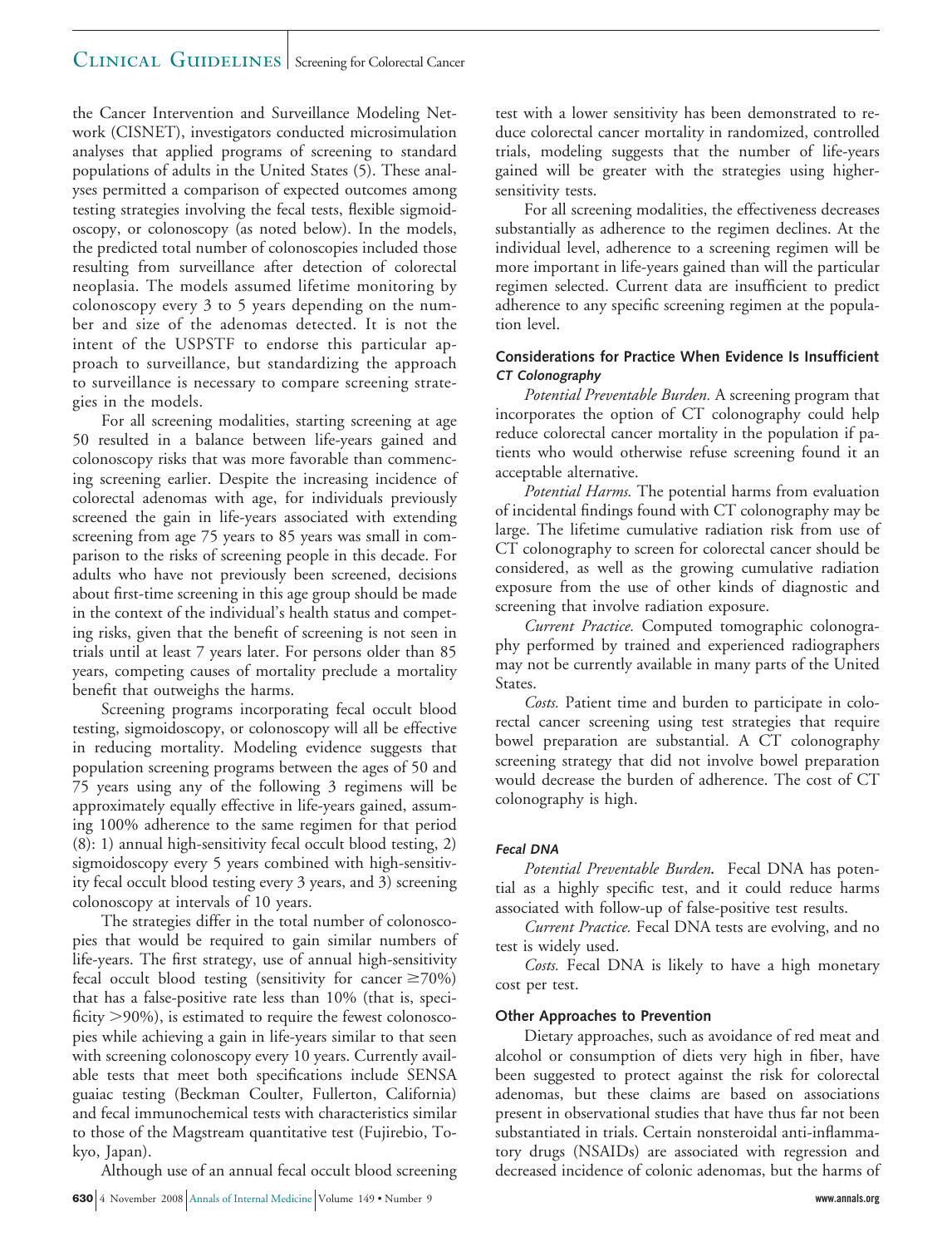the Cancer Intervention and Surveillance Modeling Network (CISNET), investigators conducted microsimulation analyses that applied programs of screening to standard populations of adults in the United States (5). These analyses permitted a comparison of expected outcomes among testing strategies involving the fecal tests, flexible sigmoidoscopy, or colonoscopy (as noted below). In the models, the predicted total number of colonoscopies included those resulting from surveillance after detection of colorectal neoplasia. The models assumed lifetime monitoring by colonoscopy every 3 to 5 years depending on the number and size of the adenomas detected. It is not the intent of the USPSTF to endorse this particular approach to surveillance, but standardizing the approach to surveillance is necessary to compare screening strategies in the models.

For all screening modalities, starting screening at age 50 resulted in a balance between life-years gained and colonoscopy risks that was more favorable than commencing screening earlier. Despite the increasing incidence of colorectal adenomas with age, for individuals previously screened the gain in life-years associated with extending screening from age 75 years to 85 years was small in comparison to the risks of screening people in this decade. For adults who have not previously been screened, decisions about first-time screening in this age group should be made in the context of the individual's health status and competing risks, given that the benefit of screening is not seen in trials until at least 7 years later. For persons older than 85 years, competing causes of mortality preclude a mortality benefit that outweighs the harms.

Screening programs incorporating fecal occult blood testing, sigmoidoscopy, or colonoscopy will all be effective in reducing mortality. Modeling evidence suggests that population screening programs between the ages of 50 and 75 years using any of the following 3 regimens will be approximately equally effective in life-years gained, assuming 100% adherence to the same regimen for that period (8): 1) annual high-sensitivity fecal occult blood testing, 2) sigmoidoscopy every 5 years combined with high-sensitivity fecal occult blood testing every 3 years, and 3) screening colonoscopy at intervals of 10 years.

The strategies differ in the total number of colonoscopies that would be required to gain similar numbers of life-years. The first strategy, use of annual high-sensitivity fecal occult blood testing (sensitivity for cancer $\geq$70%) that has a false-positive rate less than 10% (that is, specificity >90%), is estimated to require the fewest colonoscopies while achieving a gain in life-years similar to that seen with screening colonoscopy every 10 years. Currently available tests that meet both specifications include SENSA guaiac testing (Beckman Coulter, Fullerton, California) and fecal immunochemical tests with characteristics similar to those of the Magstream quantitative test (Fujirebio, Tokyo, Japan).

Although use of an annual fecal occult blood screening test with a lower sensitivity has been demonstrated to reduce colorectal cancer mortality in randomized, controlled trials, modeling suggests that the number of life-years gained will be greater with the strategies using higher-sensitivity tests.

For all screening modalities, the effectiveness decreases substantially as adherence to the regimen declines. At the individual level, adherence to a screening regimen will be more important in life-years gained than will the particular regimen selected. Current data are insufficient to predict adherence to any specific screening regimen at the population level.

### Considerations for Practice When Evidence Is Insufficient

#### *CT Colonography*

*Potential Preventable Burden.* A screening program that incorporates the option of CT colonography could help reduce colorectal cancer mortality in the population if patients who would otherwise refuse screening found it an acceptable alternative.

*Potential Harms.* The potential harms from evaluation of incidental findings found with CT colonography may be large. The lifetime cumulative radiation risk from use of CT colonography to screen for colorectal cancer should be considered, as well as the growing cumulative radiation exposure from the use of other kinds of diagnostic and screening that involve radiation exposure.

*Current Practice.* Computed tomographic colonography performed by trained and experienced radiographers may not be currently available in many parts of the United States.

*Costs.* Patient time and burden to participate in colorectal cancer screening using test strategies that require bowel preparation are substantial. A CT colonography screening strategy that did not involve bowel preparation would decrease the burden of adherence. The cost of CT colonography is high.

#### *Fecal DNA*

*Potential Preventable Burden.* Fecal DNA has potential as a highly specific test, and it could reduce harms associated with follow-up of false-positive test results.

*Current Practice.* Fecal DNA tests are evolving, and no test is widely used.

*Costs.* Fecal DNA is likely to have a high monetary cost per test.

### Other Approaches to Prevention

Dietary approaches, such as avoidance of red meat and alcohol or consumption of diets very high in fiber, have been suggested to protect against the risk for colorectal adenomas, but these claims are based on associations present in observational studies that have thus far not been substantiated in trials. Certain nonsteroidal anti-inflammatory drugs (NSAIDs) are associated with regression and decreased incidence of colonic adenomas, but the harms of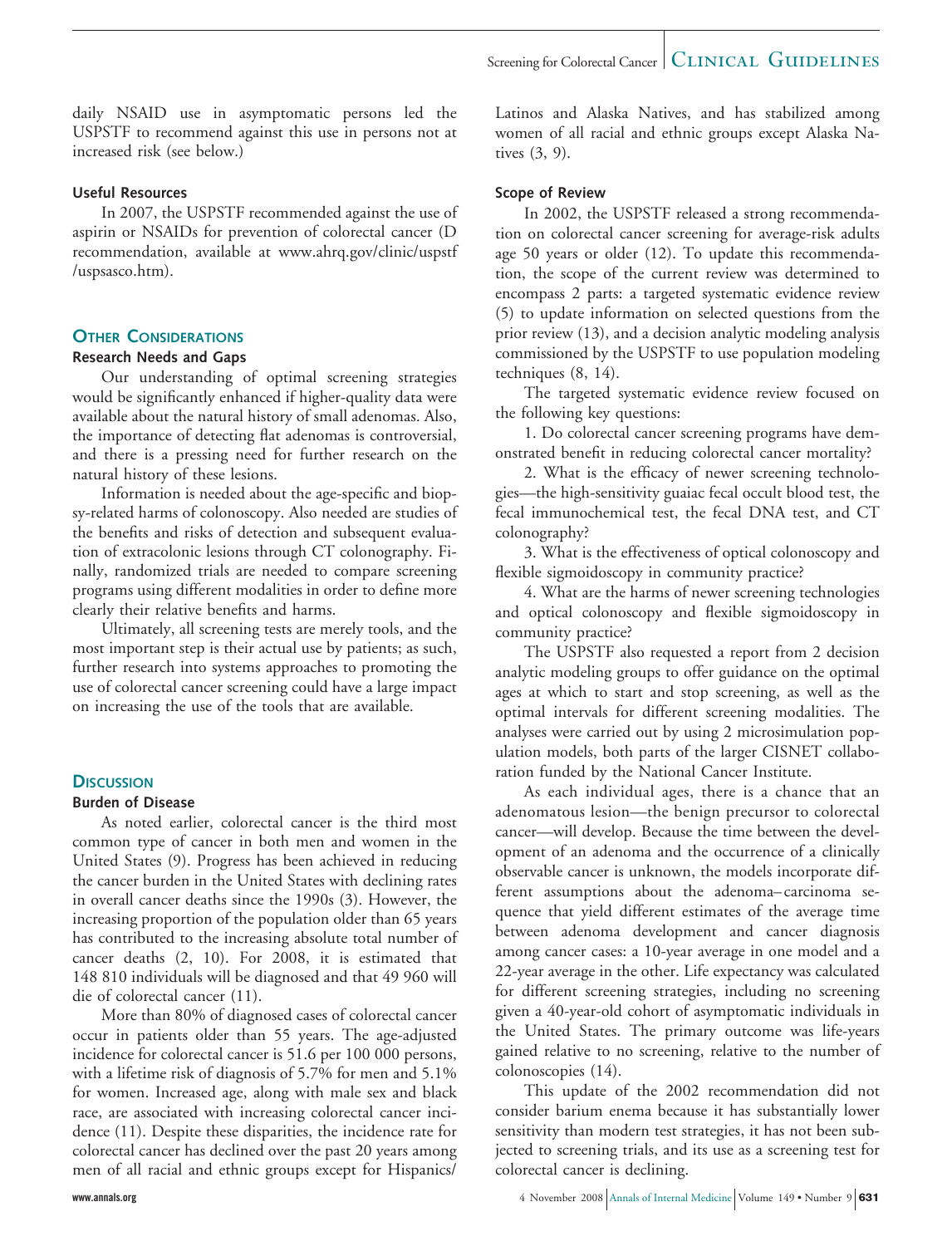daily NSAID use in asymptomatic persons led the USPSTF to recommend against this use in persons not at increased risk (see below.)

### Useful Resources

In 2007, the USPSTF recommended against the use of aspirin or NSAIDs for prevention of colorectal cancer (D recommendation, available at www.ahrq.gov/clinic/uspstf/uspsasco.htm).

## Other Considerations

### Research Needs and Gaps

Our understanding of optimal screening strategies would be significantly enhanced if higher-quality data were available about the natural history of small adenomas. Also, the importance of detecting flat adenomas is controversial, and there is a pressing need for further research on the natural history of these lesions.

Information is needed about the age-specific and biopsy-related harms of colonoscopy. Also needed are studies of the benefits and risks of detection and subsequent evaluation of extracolonic lesions through CT colonography. Finally, randomized trials are needed to compare screening programs using different modalities in order to define more clearly their relative benefits and harms.

Ultimately, all screening tests are merely tools, and the most important step is their actual use by patients; as such, further research into systems approaches to promoting the use of colorectal cancer screening could have a large impact on increasing the use of the tools that are available.

## Discussion

### Burden of Disease

As noted earlier, colorectal cancer is the third most common type of cancer in both men and women in the United States (9). Progress has been achieved in reducing the cancer burden in the United States with declining rates in overall cancer deaths since the 1990s (3). However, the increasing proportion of the population older than 65 years has contributed to the increasing absolute total number of cancer deaths (2, 10). For 2008, it is estimated that 148 810 individuals will be diagnosed and that 49 960 will die of colorectal cancer (11).

More than 80% of diagnosed cases of colorectal cancer occur in patients older than 55 years. The age-adjusted incidence for colorectal cancer is 51.6 per 100 000 persons, with a lifetime risk of diagnosis of 5.7% for men and 5.1% for women. Increased age, along with male sex and black race, are associated with increasing colorectal cancer incidence (11). Despite these disparities, the incidence rate for colorectal cancer has declined over the past 20 years among men of all racial and ethnic groups except for Hispanics/Latinos and Alaska Natives, and has stabilized among women of all racial and ethnic groups except Alaska Natives (3, 9).

### Scope of Review

In 2002, the USPSTF released a strong recommendation on colorectal cancer screening for average-risk adults age 50 years or older (12). To update this recommendation, the scope of the current review was determined to encompass 2 parts: a targeted systematic evidence review (5) to update information on selected questions from the prior review (13), and a decision analytic modeling analysis commissioned by the USPSTF to use population modeling techniques (8, 14).

The targeted systematic evidence review focused on the following key questions:

1. Do colorectal cancer screening programs have demonstrated benefit in reducing colorectal cancer mortality?
2. What is the efficacy of newer screening technologies—the high-sensitivity guaiac fecal occult blood test, the fecal immunochemical test, the fecal DNA test, and CT colonography?
3. What is the effectiveness of optical colonoscopy and flexible sigmoidoscopy in community practice?
4. What are the harms of newer screening technologies and optical colonoscopy and flexible sigmoidoscopy in community practice?

The USPSTF also requested a report from 2 decision analytic modeling groups to offer guidance on the optimal ages at which to start and stop screening, as well as the optimal intervals for different screening modalities. The analyses were carried out by using 2 microsimulation population models, both parts of the larger CISNET collaboration funded by the National Cancer Institute.

As each individual ages, there is a chance that an adenomatous lesion—the benign precursor to colorectal cancer—will develop. Because the time between the development of an adenoma and the occurrence of a clinically observable cancer is unknown, the models incorporate different assumptions about the adenoma–carcinoma sequence that yield different estimates of the average time between adenoma development and cancer diagnosis among cancer cases: a 10-year average in one model and a 22-year average in the other. Life expectancy was calculated for different screening strategies, including no screening given a 40-year-old cohort of asymptomatic individuals in the United States. The primary outcome was life-years gained relative to no screening, relative to the number of colonoscopies (14).

This update of the 2002 recommendation did not consider barium enema because it has substantially lower sensitivity than modern test strategies, it has not been subjected to screening trials, and its use as a screening test for colorectal cancer is declining.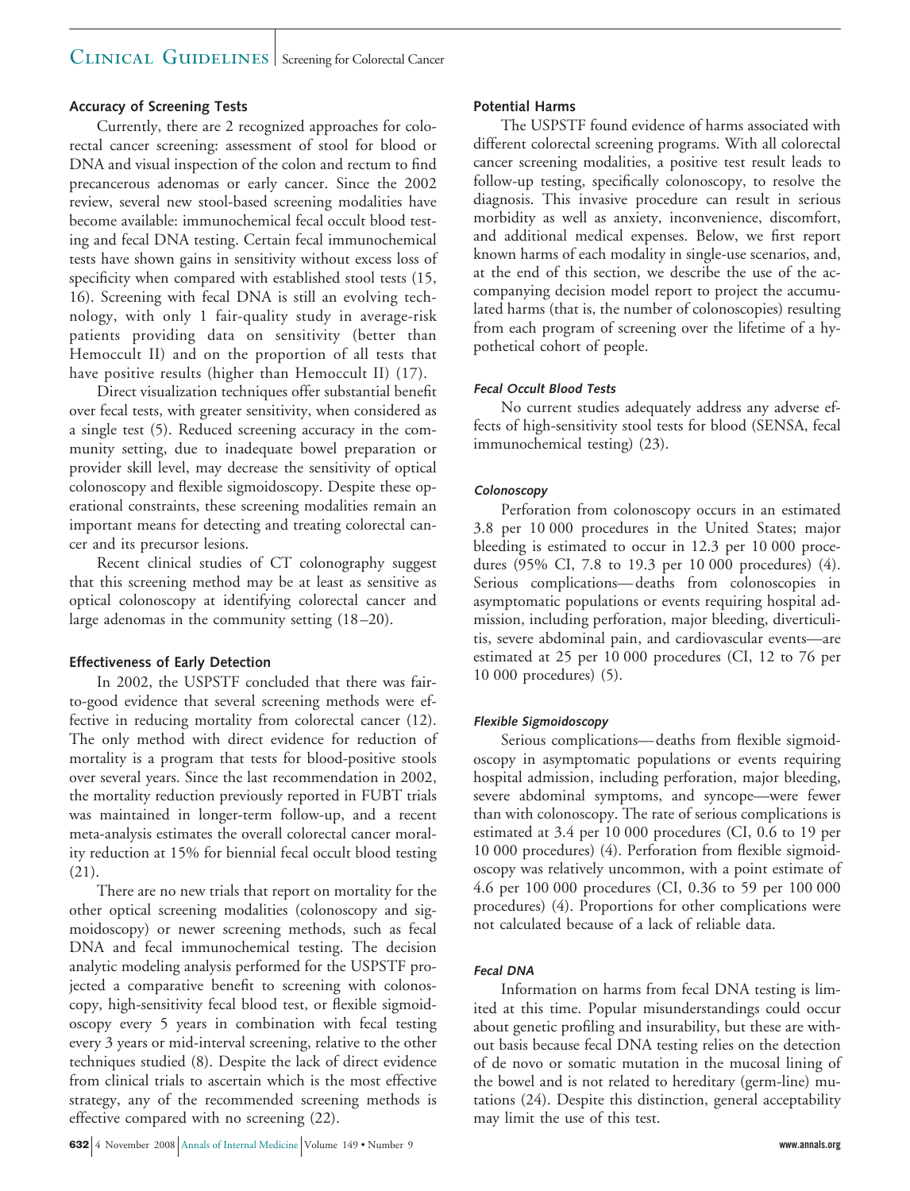### Accuracy of Screening Tests

Currently, there are 2 recognized approaches for colorectal cancer screening: assessment of stool for blood or DNA and visual inspection of the colon and rectum to find precancerous adenomas or early cancer. Since the 2002 review, several new stool-based screening modalities have become available: immunochemical fecal occult blood testing and fecal DNA testing. Certain fecal immunochemical tests have shown gains in sensitivity without excess loss of specificity when compared with established stool tests (15, 16). Screening with fecal DNA is still an evolving technology, with only 1 fair-quality study in average-risk patients providing data on sensitivity (better than Hemoccult II) and on the proportion of all tests that have positive results (higher than Hemoccult II) (17).

Direct visualization techniques offer substantial benefit over fecal tests, with greater sensitivity, when considered as a single test (5). Reduced screening accuracy in the community setting, due to inadequate bowel preparation or provider skill level, may decrease the sensitivity of optical colonoscopy and flexible sigmoidoscopy. Despite these operational constraints, these screening modalities remain an important means for detecting and treating colorectal cancer and its precursor lesions.

Recent clinical studies of CT colonography suggest that this screening method may be at least as sensitive as optical colonoscopy at identifying colorectal cancer and large adenomas in the community setting (18–20).

### Effectiveness of Early Detection

In 2002, the USPSTF concluded that there was fair-to-good evidence that several screening methods were effective in reducing mortality from colorectal cancer (12). The only method with direct evidence for reduction of mortality is a program that tests for blood-positive stools over several years. Since the last recommendation in 2002, the mortality reduction previously reported in FUBT trials was maintained in longer-term follow-up, and a recent meta-analysis estimates the overall colorectal cancer morality reduction at 15% for biennial fecal occult blood testing (21).

There are no new trials that report on mortality for the other optical screening modalities (colonoscopy and sigmoidoscopy) or newer screening methods, such as fecal DNA and fecal immunochemical testing. The decision analytic modeling analysis performed for the USPSTF projected a comparative benefit to screening with colonoscopy, high-sensitivity fecal blood test, or flexible sigmoidoscopy every 5 years in combination with fecal testing every 3 years or mid-interval screening, relative to the other techniques studied (8). Despite the lack of direct evidence from clinical trials to ascertain which is the most effective strategy, any of the recommended screening methods is effective compared with no screening (22).

### Potential Harms

The USPSTF found evidence of harms associated with different colorectal screening programs. With all colorectal cancer screening modalities, a positive test result leads to follow-up testing, specifically colonoscopy, to resolve the diagnosis. This invasive procedure can result in serious morbidity as well as anxiety, inconvenience, discomfort, and additional medical expenses. Below, we first report known harms of each modality in single-use scenarios, and, at the end of this section, we describe the use of the accompanying decision model report to project the accumulated harms (that is, the number of colonoscopies) resulting from each program of screening over the lifetime of a hypothetical cohort of people.

#### *Fecal Occult Blood Tests*

No current studies adequately address any adverse effects of high-sensitivity stool tests for blood (SENSA, fecal immunochemical testing) (23).

#### *Colonoscopy*

Perforation from colonoscopy occurs in an estimated 3.8 per 10 000 procedures in the United States; major bleeding is estimated to occur in 12.3 per 10 000 procedures (95% CI, 7.8 to 19.3 per 10 000 procedures) (4). Serious complications—deaths from colonoscopies in asymptomatic populations or events requiring hospital admission, including perforation, major bleeding, diverticulitis, severe abdominal pain, and cardiovascular events—are estimated at 25 per 10 000 procedures (CI, 12 to 76 per 10 000 procedures) (5).

#### *Flexible Sigmoidoscopy*

Serious complications—deaths from flexible sigmoidoscopy in asymptomatic populations or events requiring hospital admission, including perforation, major bleeding, severe abdominal symptoms, and syncope—were fewer than with colonoscopy. The rate of serious complications is estimated at 3.4 per 10 000 procedures (CI, 0.6 to 19 per 10 000 procedures) (4). Perforation from flexible sigmoidoscopy was relatively uncommon, with a point estimate of 4.6 per 100 000 procedures (CI, 0.36 to 59 per 100 000 procedures) (4). Proportions for other complications were not calculated because of a lack of reliable data.

#### *Fecal DNA*

Information on harms from fecal DNA testing is limited at this time. Popular misunderstandings could occur about genetic profiling and insurability, but these are without basis because fecal DNA testing relies on the detection of de novo or somatic mutation in the mucosal lining of the bowel and is not related to hereditary (germ-line) mutations (24). Despite this distinction, general acceptability may limit the use of this test.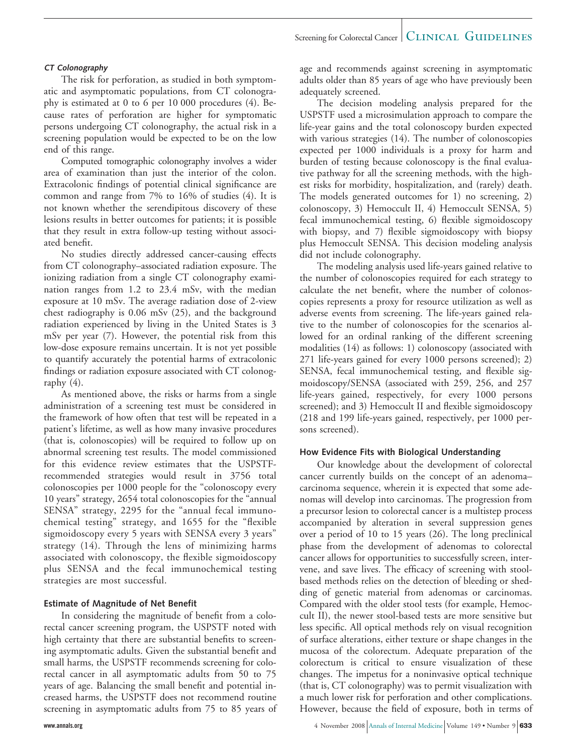#### *CT Colonography*

The risk for perforation, as studied in both symptomatic and asymptomatic populations, from CT colonography is estimated at 0 to 6 per 10 000 procedures (4). Because rates of perforation are higher for symptomatic persons undergoing CT colonography, the actual risk in a screening population would be expected to be on the low end of this range.

Computed tomographic colonography involves a wider area of examination than just the interior of the colon. Extracolonic findings of potential clinical significance are common and range from 7% to 16% of studies (4). It is not known whether the serendipitous discovery of these lesions results in better outcomes for patients; it is possible that they result in extra follow-up testing without associated benefit.

No studies directly addressed cancer-causing effects from CT colonography–associated radiation exposure. The ionizing radiation from a single CT colonography examination ranges from 1.2 to 23.4 mSv, with the median exposure at 10 mSv. The average radiation dose of 2-view chest radiography is 0.06 mSv (25), and the background radiation experienced by living in the United States is 3 mSv per year (7). However, the potential risk from this low-dose exposure remains uncertain. It is not yet possible to quantify accurately the potential harms of extracolonic findings or radiation exposure associated with CT colonography (4).

As mentioned above, the risks or harms from a single administration of a screening test must be considered in the framework of how often that test will be repeated in a patient's lifetime, as well as how many invasive procedures (that is, colonoscopies) will be required to follow up on abnormal screening test results. The model commissioned for this evidence review estimates that the USPSTF-recommended strategies would result in 3756 total colonoscopies per 1000 people for the "colonoscopy every 10 years" strategy, 2654 total colonoscopies for the "annual SENSA" strategy, 2295 for the "annual fecal immunochemical testing" strategy, and 1655 for the "flexible sigmoidoscopy every 5 years with SENSA every 3 years" strategy (14). Through the lens of minimizing harms associated with colonoscopy, the flexible sigmoidoscopy plus SENSA and the fecal immunochemical testing strategies are most successful.

### Estimate of Magnitude of Net Benefit

In considering the magnitude of benefit from a colorectal cancer screening program, the USPSTF noted with high certainty that there are substantial benefits to screening asymptomatic adults. Given the substantial benefit and small harms, the USPSTF recommends screening for colorectal cancer in all asymptomatic adults from 50 to 75 years of age. Balancing the small benefit and potential increased harms, the USPSTF does not recommend routine screening in asymptomatic adults from 75 to 85 years of age and recommends against screening in asymptomatic adults older than 85 years of age who have previously been adequately screened.

The decision modeling analysis prepared for the USPSTF used a microsimulation approach to compare the life-year gains and the total colonoscopy burden expected with various strategies (14). The number of colonoscopies expected per 1000 individuals is a proxy for harm and burden of testing because colonoscopy is the final evaluative pathway for all the screening methods, with the highest risks for morbidity, hospitalization, and (rarely) death. The models generated outcomes for 1) no screening, 2) colonoscopy, 3) Hemoccult II, 4) Hemoccult SENSA, 5) fecal immunochemical testing, 6) flexible sigmoidoscopy with biopsy, and 7) flexible sigmoidoscopy with biopsy plus Hemoccult SENSA. This decision modeling analysis did not include colonography.

The modeling analysis used life-years gained relative to the number of colonoscopies required for each strategy to calculate the net benefit, where the number of colonoscopies represents a proxy for resource utilization as well as adverse events from screening. The life-years gained relative to the number of colonoscopies for the scenarios allowed for an ordinal ranking of the different screening modalities (14) as follows: 1) colonoscopy (associated with 271 life-years gained for every 1000 persons screened); 2) SENSA, fecal immunochemical testing, and flexible sigmoidoscopy/SENSA (associated with 259, 256, and 257 life-years gained, respectively, for every 1000 persons screened); and 3) Hemoccult II and flexible sigmoidoscopy (218 and 199 life-years gained, respectively, per 1000 persons screened).

### How Evidence Fits with Biological Understanding

Our knowledge about the development of colorectal cancer currently builds on the concept of an adenoma–carcinoma sequence, wherein it is expected that some adenomas will develop into carcinomas. The progression from a precursor lesion to colorectal cancer is a multistep process accompanied by alteration in several suppression genes over a period of 10 to 15 years (26). The long preclinical phase from the development of adenomas to colorectal cancer allows for opportunities to successfully screen, intervene, and save lives. The efficacy of screening with stool-based methods relies on the detection of bleeding or shedding of genetic material from adenomas or carcinomas. Compared with the older stool tests (for example, Hemoccult II), the newer stool-based tests are more sensitive but less specific. All optical methods rely on visual recognition of surface alterations, either texture or shape changes in the mucosa of the colorectum. Adequate preparation of the colorectum is critical to ensure visualization of these changes. The impetus for a noninvasive optical technique (that is, CT colonography) was to permit visualization with a much lower risk for perforation and other complications. However, because the field of exposure, both in terms of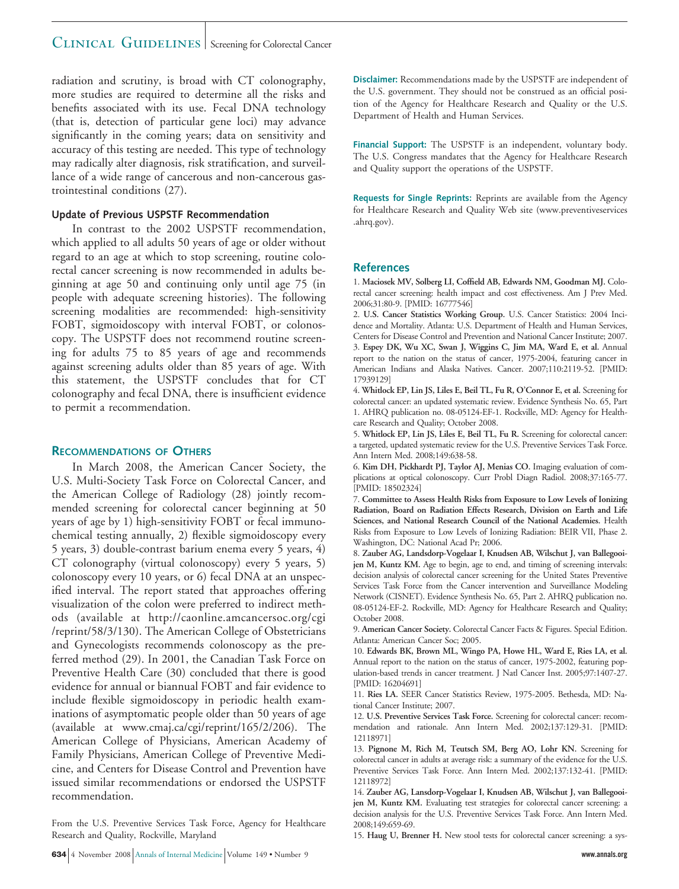radiation and scrutiny, is broad with CT colonography, more studies are required to determine all the risks and benefits associated with its use. Fecal DNA technology (that is, detection of particular gene loci) may advance significantly in the coming years; data on sensitivity and accuracy of this testing are needed. This type of technology may radically alter diagnosis, risk stratification, and surveillance of a wide range of cancerous and non-cancerous gastrointestinal conditions (27).

### Update of Previous USPSTF Recommendation

In contrast to the 2002 USPSTF recommendation, which applied to all adults 50 years of age or older without regard to an age at which to stop screening, routine colorectal cancer screening is now recommended in adults beginning at age 50 and continuing only until age 75 (in people with adequate screening histories). The following screening modalities are recommended: high-sensitivity FOBT, sigmoidoscopy with interval FOBT, or colonoscopy. The USPSTF does not recommend routine screening for adults 75 to 85 years of age and recommends against screening adults older than 85 years of age. With this statement, the USPSTF concludes that for CT colonography and fecal DNA, there is insufficient evidence to permit a recommendation.

## Recommendations of Others

In March 2008, the American Cancer Society, the U.S. Multi-Society Task Force on Colorectal Cancer, and the American College of Radiology (28) jointly recommended screening for colorectal cancer beginning at 50 years of age by 1) high-sensitivity FOBT or fecal immunochemical testing annually, 2) flexible sigmoidoscopy every 5 years, 3) double-contrast barium enema every 5 years, 4) CT colonography (virtual colonoscopy) every 5 years, 5) colonoscopy every 10 years, or 6) fecal DNA at an unspecified interval. The report stated that approaches offering visualization of the colon were preferred to indirect methods (available at http://caonline.amcancersoc.org/cgi/reprint/58/3/130). The American College of Obstetricians and Gynecologists recommends colonoscopy as the preferred method (29). In 2001, the Canadian Task Force on Preventive Health Care (30) concluded that there is good evidence for annual or biannual FOBT and fair evidence to include flexible sigmoidoscopy in periodic health examinations of asymptomatic people older than 50 years of age (available at www.cmaj.ca/cgi/reprint/165/2/206). The American College of Physicians, American Academy of Family Physicians, American College of Preventive Medicine, and Centers for Disease Control and Prevention have issued similar recommendations or endorsed the USPSTF recommendation.

From the U.S. Preventive Services Task Force, Agency for Healthcare Research and Quality, Rockville, Maryland

**Disclaimer:** Recommendations made by the USPSTF are independent of the U.S. government. They should not be construed as an official position of the Agency for Healthcare Research and Quality or the U.S. Department of Health and Human Services.

**Financial Support:** The USPSTF is an independent, voluntary body. The U.S. Congress mandates that the Agency for Healthcare Research and Quality support the operations of the USPSTF.

**Requests for Single Reprints:** Reprints are available from the Agency for Healthcare Research and Quality Web site (www.preventiveservices.ahrq.gov).

## References

1. **Maciosek MV, Solberg LI, Coffield AB, Edwards NM, Goodman MJ.** Colorectal cancer screening: health impact and cost effectiveness. Am J Prev Med. 2006;31:80-9. [PMID: 16777546]
2. **U.S. Cancer Statistics Working Group.** U.S. Cancer Statistics: 2004 Incidence and Mortality. Atlanta: U.S. Department of Health and Human Services, Centers for Disease Control and Prevention and National Cancer Institute; 2007.
3. **Espey DK, Wu XC, Swan J, Wiggins C, Jim MA, Ward E, et al.** Annual report to the nation on the status of cancer, 1975-2004, featuring cancer in American Indians and Alaska Natives. Cancer. 2007;110:2119-52. [PMID: 17939129]
4. **Whitlock EP, Lin JS, Liles E, Beil TL, Fu R, O'Connor E, et al.** Screening for colorectal cancer: an updated systematic review. Evidence Synthesis No. 65, Part 1. AHRQ publication no. 08-05124-EF-1. Rockville, MD: Agency for Healthcare Research and Quality; October 2008.
5. **Whitlock EP, Lin JS, Liles E, Beil TL, Fu R.** Screening for colorectal cancer: a targeted, updated systematic review for the U.S. Preventive Services Task Force. Ann Intern Med. 2008;149:638-58.
6. **Kim DH, Pickhardt PJ, Taylor AJ, Menias CO.** Imaging evaluation of complications at optical colonoscopy. Curr Probl Diagn Radiol. 2008;37:165-77. [PMID: 18502324]
7. **Committee to Assess Health Risks from Exposure to Low Levels of Ionizing Radiation, Board on Radiation Effects Research, Division on Earth and Life Sciences, and National Research Council of the National Academies.** Health Risks from Exposure to Low Levels of Ionizing Radiation: BEIR VII, Phase 2. Washington, DC: National Acad Pr; 2006.
8. **Zauber AG, Landsdorp-Vogelaar I, Knudsen AB, Wilschut J, van Ballegooijen M, Kuntz KM.** Age to begin, age to end, and timing of screening intervals: decision analysis of colorectal cancer screening for the United States Preventive Services Task Force from the Cancer intervention and Surveillance Modeling Network (CISNET). Evidence Synthesis No. 65, Part 2. AHRQ publication no. 08-05124-EF-2. Rockville, MD: Agency for Healthcare Research and Quality; October 2008.
9. **American Cancer Society.** Colorectal Cancer Facts & Figures. Special Edition. Atlanta: American Cancer Soc; 2005.
10. **Edwards BK, Brown ML, Wingo PA, Howe HL, Ward E, Ries LA, et al.** Annual report to the nation on the status of cancer, 1975-2002, featuring population-based trends in cancer treatment. J Natl Cancer Inst. 2005;97:1407-27. [PMID: 16204691]
11. **Ries LA.** SEER Cancer Statistics Review, 1975-2005. Bethesda, MD: National Cancer Institute; 2007.
12. **U.S. Preventive Services Task Force.** Screening for colorectal cancer: recommendation and rationale. Ann Intern Med. 2002;137:129-31. [PMID: 12118971]
13. **Pignone M, Rich M, Teutsch SM, Berg AO, Lohr KN.** Screening for colorectal cancer in adults at average risk: a summary of the evidence for the U.S. Preventive Services Task Force. Ann Intern Med. 2002;137:132-41. [PMID: 12118972]
14. **Zauber AG, Lansdorp-Vogelaar I, Knudsen AB, Wilschut J, van Ballegooijen M, Kuntz KM.** Evaluating test strategies for colorectal cancer screening: a decision analysis for the U.S. Preventive Services Task Force. Ann Intern Med. 2008;149:659-69.
15. **Haug U, Brenner H.** New stool tests for colorectal cancer screening: a sys-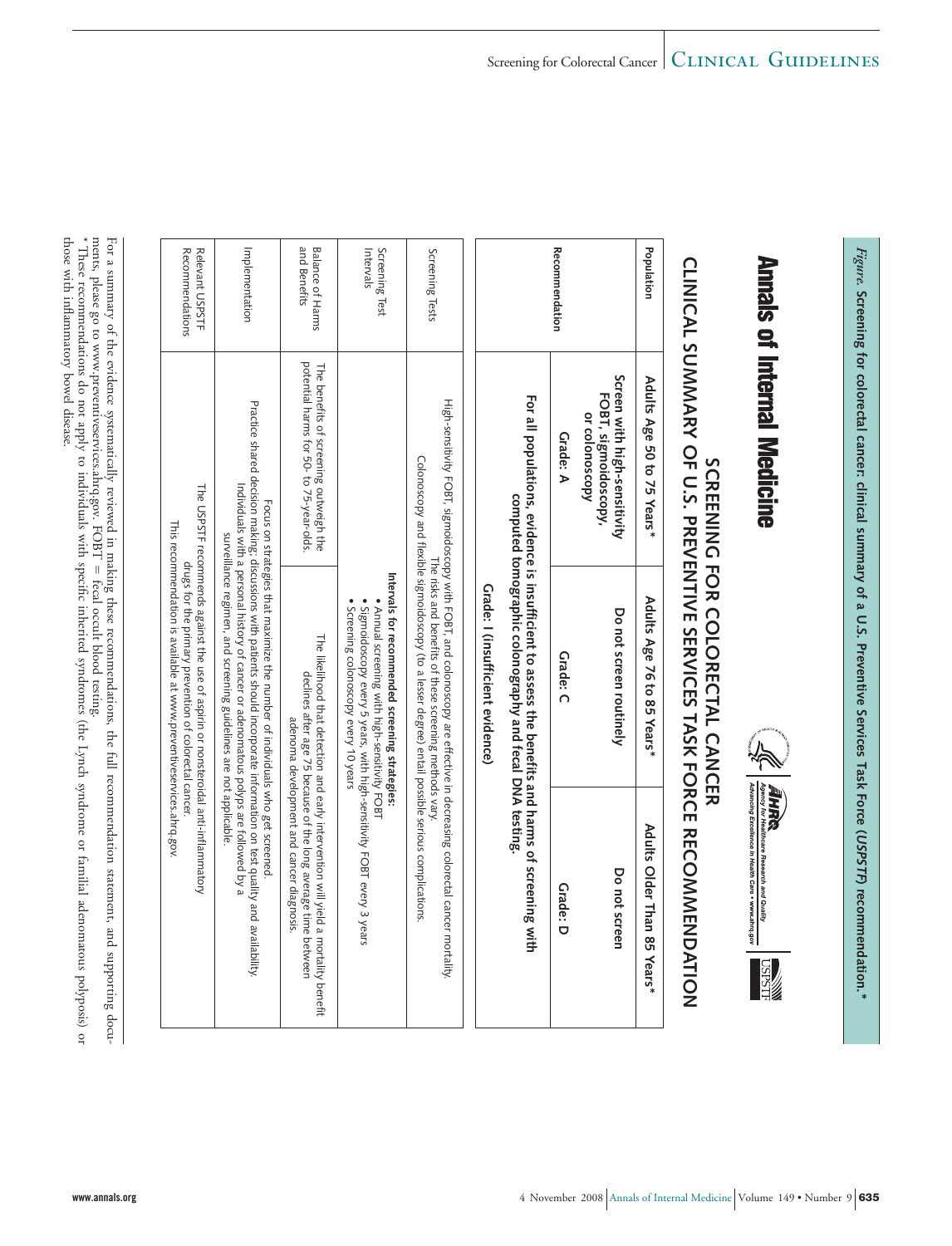*Figure.* **Screening for colorectal cancer: clinical summary of a U.S. Preventive Services Task Force (USPSTF) recommendation.***

**Annals of Internal Medicine**

Agency for Healthcare Research and Quality — Advancing Excellence in Health Care • www.ahrq.gov

USPSTF

## SCREENING FOR COLORECTAL CANCER
## CLINICAL SUMMARY OF U.S. PREVENTIVE SERVICES TASK FORCE RECOMMENDATION

| Population | Adults Age 50 to 75 Years* | Adults Age 76 to 85 Years* | Adults Older Than 85 Years* |
|---|---|---|---|
| Recommendation | **Screen with high-sensitivity FOBT, sigmoidoscopy, or colonoscopy**<br>**Grade: A** | **Do not screen routinely**<br>**Grade: C** | **Do not screen**<br>**Grade: D** |
| | **For all populations, evidence is insufficient to assess the benefits and harms of screening with computed tomographic colonography and fecal DNA testing.**<br>**Grade: I (insufficient evidence)** | | |
| Screening Tests | High-sensitivity FOBT, sigmoidoscopy with FOBT, and colonoscopy are effective in decreasing colorectal cancer mortality.<br>The risks and benefits of these screening methods vary.<br>Colonoscopy and flexible sigmoidoscopy (to a lesser degree) entail possible serious complications. | | |
| Screening Test Intervals | **Intervals for recommended screening strategies:**<br>• Annual screening with high-sensitivity FOBT<br>• Sigmoidoscopy every 5 years, with high-sensitivity FOBT every 3 years<br>• Screening colonoscopy every 10 years | | |
| Balance of Harms and Benefits | The benefits of screening outweigh the potential harms for 50- to 75-year-olds. | The likelihood that detection and early intervention will yield a mortality benefit declines after age 75 because of the long average time between adenoma development and cancer diagnosis. | |
| Implementation | Focus on strategies that maximize the number of individuals who get screened.<br>Practice shared decision making; discussions with patients should incorporate information on test quality and availability.<br>Individuals with a personal history of cancer or adenomatous polyps are followed by a surveillance regimen, and screening guidelines are not applicable. | | |
| Relevant USPSTF Recommendations | The USPSTF recommends against the use of aspirin or nonsteroidal anti-inflammatory drugs for the primary prevention of colorectal cancer.<br>This recommendation is available at www.preventiveservices.ahrq.gov. | | |

For a summary of the evidence systematically reviewed in making these recommendations, the full recommendation statement, and supporting documents, please go to www.preventiveservices.ahrq.gov. FOBT = fecal occult blood testing.
\* These recommendations do not apply to individuals with specific inherited syndromes (the Lynch syndrome or familial adenomatous polyposis) or those with inflammatory bowel disease.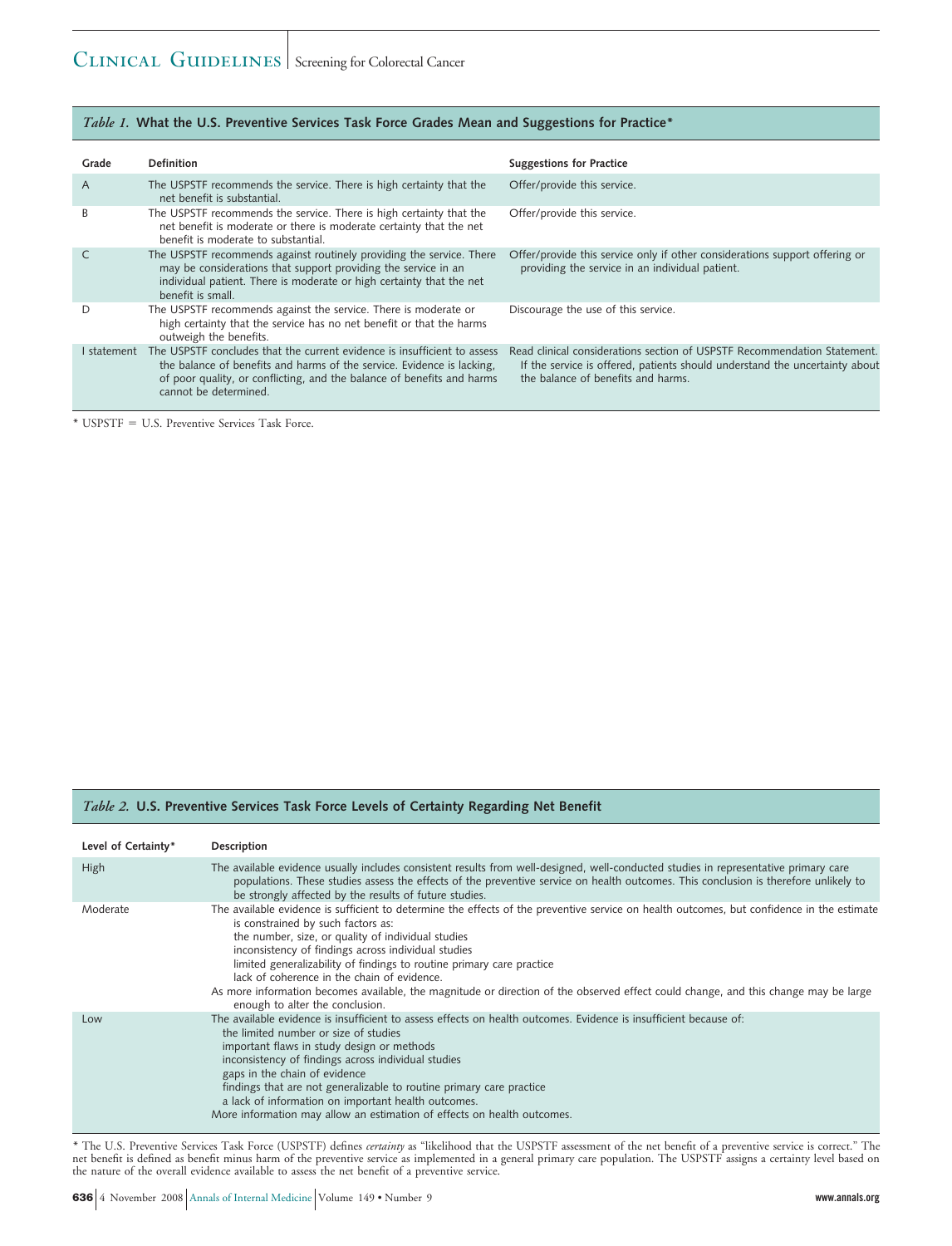*Table 1.* **What the U.S. Preventive Services Task Force Grades Mean and Suggestions for Practice***

| Grade | Definition | Suggestions for Practice |
|---|---|---|
| A | The USPSTF recommends the service. There is high certainty that the net benefit is substantial. | Offer/provide this service. |
| B | The USPSTF recommends the service. There is high certainty that the net benefit is moderate or there is moderate certainty that the net benefit is moderate to substantial. | Offer/provide this service. |
| C | The USPSTF recommends against routinely providing the service. There may be considerations that support providing the service in an individual patient. There is moderate or high certainty that the net benefit is small. | Offer/provide this service only if other considerations support offering or providing the service in an individual patient. |
| D | The USPSTF recommends against the service. There is moderate or high certainty that the service has no net benefit or that the harms outweigh the benefits. | Discourage the use of this service. |
| I statement | The USPSTF concludes that the current evidence is insufficient to assess the balance of benefits and harms of the service. Evidence is lacking, of poor quality, or conflicting, and the balance of benefits and harms cannot be determined. | Read clinical considerations section of USPSTF Recommendation Statement. If the service is offered, patients should understand the uncertainty about the balance of benefits and harms. |

* USPSTF = U.S. Preventive Services Task Force.

*Table 2.* **U.S. Preventive Services Task Force Levels of Certainty Regarding Net Benefit**

| Level of Certainty* | Description |
|---|---|
| High | The available evidence usually includes consistent results from well-designed, well-conducted studies in representative primary care populations. These studies assess the effects of the preventive service on health outcomes. This conclusion is therefore unlikely to be strongly affected by the results of future studies. |
| Moderate | The available evidence is sufficient to determine the effects of the preventive service on health outcomes, but confidence in the estimate is constrained by such factors as: <br> the number, size, or quality of individual studies <br> inconsistency of findings across individual studies <br> limited generalizability of findings to routine primary care practice <br> lack of coherence in the chain of evidence. <br> As more information becomes available, the magnitude or direction of the observed effect could change, and this change may be large enough to alter the conclusion. |
| Low | The available evidence is insufficient to assess effects on health outcomes. Evidence is insufficient because of: <br> the limited number or size of studies <br> important flaws in study design or methods <br> inconsistency of findings across individual studies <br> gaps in the chain of evidence <br> findings that are not generalizable to routine primary care practice <br> a lack of information on important health outcomes. <br> More information may allow an estimation of effects on health outcomes. |

* The U.S. Preventive Services Task Force (USPSTF) defines *certainty* as "likelihood that the USPSTF assessment of the net benefit of a preventive service is correct." The net benefit is defined as benefit minus harm of the preventive service as implemented in a general primary care population. The USPSTF assigns a certainty level based on the nature of the overall evidence available to assess the net benefit of a preventive service.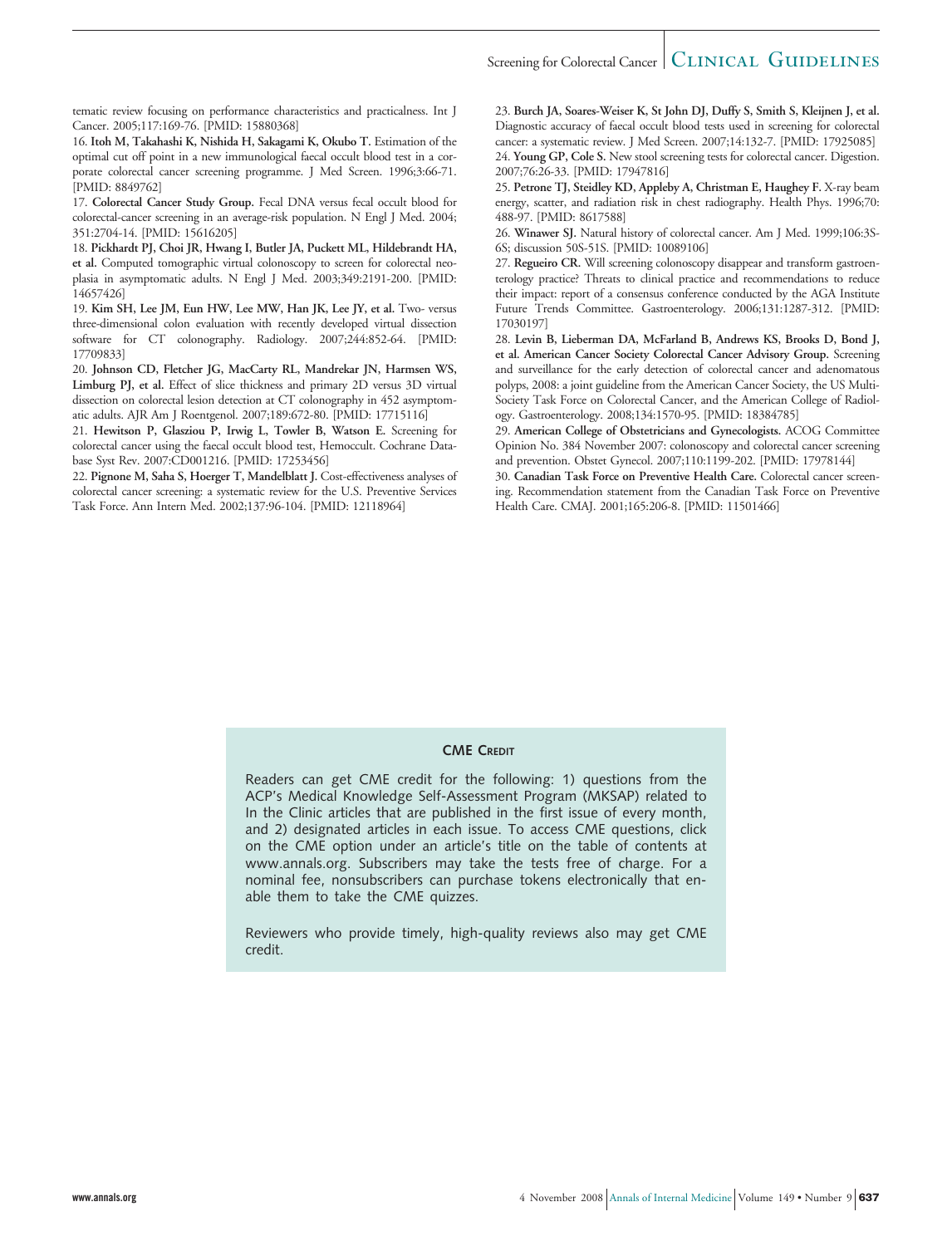tematic review focusing on performance characteristics and practicalness. Int J Cancer. 2005;117:169-76. [PMID: 15880368]

16. **Itoh M, Takahashi K, Nishida H, Sakagami K, Okubo T.** Estimation of the optimal cut off point in a new immunological faecal occult blood test in a corporate colorectal cancer screening programme. J Med Screen. 1996;3:66-71. [PMID: 8849762]

17. **Colorectal Cancer Study Group.** Fecal DNA versus fecal occult blood for colorectal-cancer screening in an average-risk population. N Engl J Med. 2004; 351:2704-14. [PMID: 15616205]

18. **Pickhardt PJ, Choi JR, Hwang I, Butler JA, Puckett ML, Hildebrandt HA, et al.** Computed tomographic virtual colonoscopy to screen for colorectal neoplasia in asymptomatic adults. N Engl J Med. 2003;349:2191-200. [PMID: 14657426]

19. **Kim SH, Lee JM, Eun HW, Lee MW, Han JK, Lee JY, et al.** Two- versus three-dimensional colon evaluation with recently developed virtual dissection software for CT colonography. Radiology. 2007;244:852-64. [PMID: 17709833]

20. **Johnson CD, Fletcher JG, MacCarty RL, Mandrekar JN, Harmsen WS, Limburg PJ, et al.** Effect of slice thickness and primary 2D versus 3D virtual dissection on colorectal lesion detection at CT colonography in 452 asymptomatic adults. AJR Am J Roentgenol. 2007;189:672-80. [PMID: 17715116]

21. **Hewitson P, Glasziou P, Irwig L, Towler B, Watson E.** Screening for colorectal cancer using the faecal occult blood test, Hemoccult. Cochrane Database Syst Rev. 2007:CD001216. [PMID: 17253456]

22. **Pignone M, Saha S, Hoerger T, Mandelblatt J.** Cost-effectiveness analyses of colorectal cancer screening: a systematic review for the U.S. Preventive Services Task Force. Ann Intern Med. 2002;137:96-104. [PMID: 12118964]

23. **Burch JA, Soares-Weiser K, St John DJ, Duffy S, Smith S, Kleijnen J, et al.** Diagnostic accuracy of faecal occult blood tests used in screening for colorectal cancer: a systematic review. J Med Screen. 2007;14:132-7. [PMID: 17925085]

24. **Young GP, Cole S.** New stool screening tests for colorectal cancer. Digestion. 2007;76:26-33. [PMID: 17947816]

25. **Petrone TJ, Steidley KD, Appleby A, Christman E, Haughey F.** X-ray beam energy, scatter, and radiation risk in chest radiography. Health Phys. 1996;70: 488-97. [PMID: 8617588]

26. **Winawer SJ.** Natural history of colorectal cancer. Am J Med. 1999;106:3S-6S; discussion 50S-51S. [PMID: 10089106]

27. **Regueiro CR.** Will screening colonoscopy disappear and transform gastroenterology practice? Threats to clinical practice and recommendations to reduce their impact: report of a consensus conference conducted by the AGA Institute Future Trends Committee. Gastroenterology. 2006;131:1287-312. [PMID: 17030197]

28. **Levin B, Lieberman DA, McFarland B, Andrews KS, Brooks D, Bond J, et al. American Cancer Society Colorectal Cancer Advisory Group.** Screening and surveillance for the early detection of colorectal cancer and adenomatous polyps, 2008: a joint guideline from the American Cancer Society, the US Multi-Society Task Force on Colorectal Cancer, and the American College of Radiology. Gastroenterology. 2008;134:1570-95. [PMID: 18384785]

29. **American College of Obstetricians and Gynecologists.** ACOG Committee Opinion No. 384 November 2007: colonoscopy and colorectal cancer screening and prevention. Obstet Gynecol. 2007;110:1199-202. [PMID: 17978144]

30. **Canadian Task Force on Preventive Health Care.** Colorectal cancer screening. Recommendation statement from the Canadian Task Force on Preventive Health Care. CMAJ. 2001;165:206-8. [PMID: 11501466]

### CME Credit

Readers can get CME credit for the following: 1) questions from the ACP's Medical Knowledge Self-Assessment Program (MKSAP) related to In the Clinic articles that are published in the first issue of every month, and 2) designated articles in each issue. To access CME questions, click on the CME option under an article's title on the table of contents at www.annals.org. Subscribers may take the tests free of charge. For a nominal fee, nonsubscribers can purchase tokens electronically that enable them to take the CME quizzes.

Reviewers who provide timely, high-quality reviews also may get CME credit.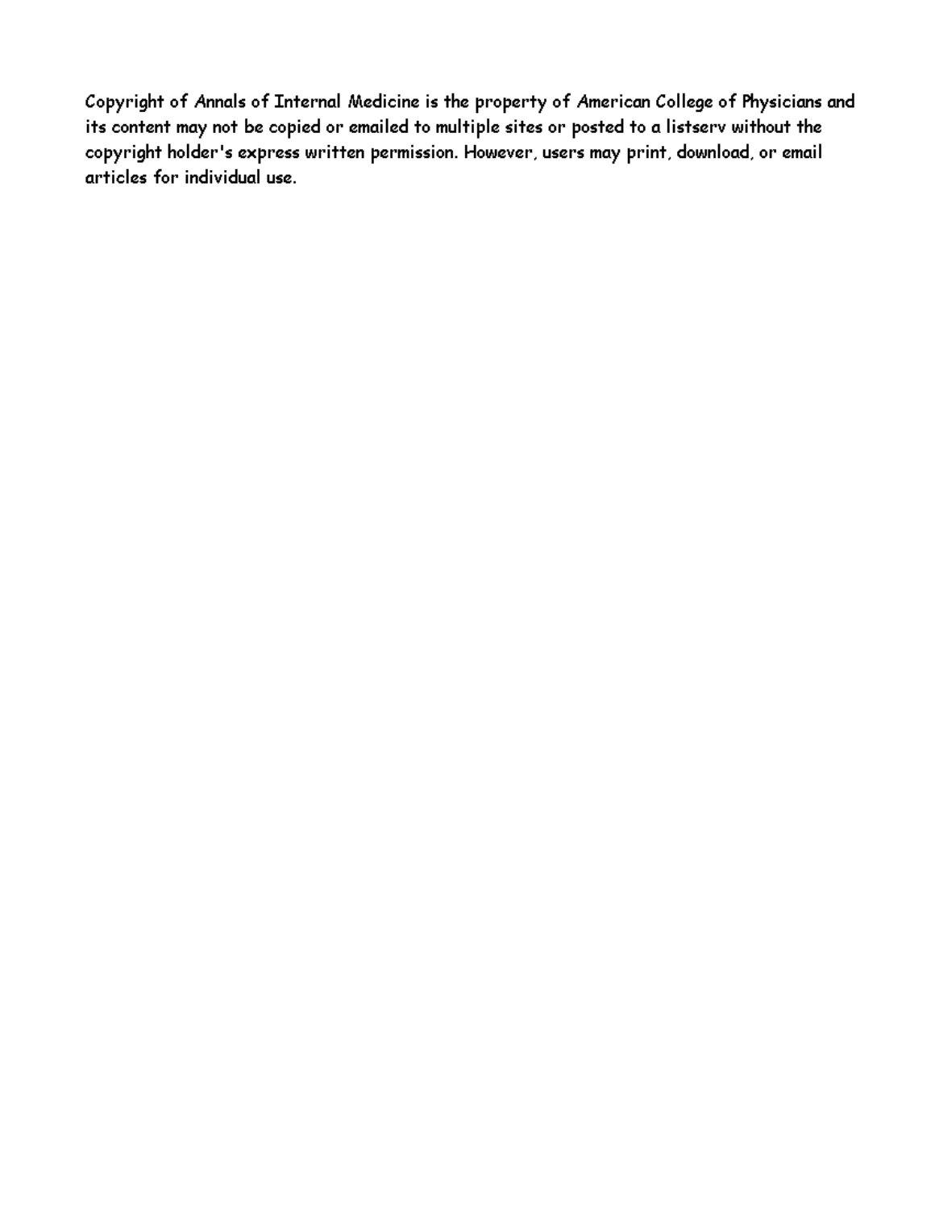Copyright of Annals of Internal Medicine is the property of American College of Physicians and its content may not be copied or emailed to multiple sites or posted to a listserv without the copyright holder's express written permission. However, users may print, download, or email articles for individual use.